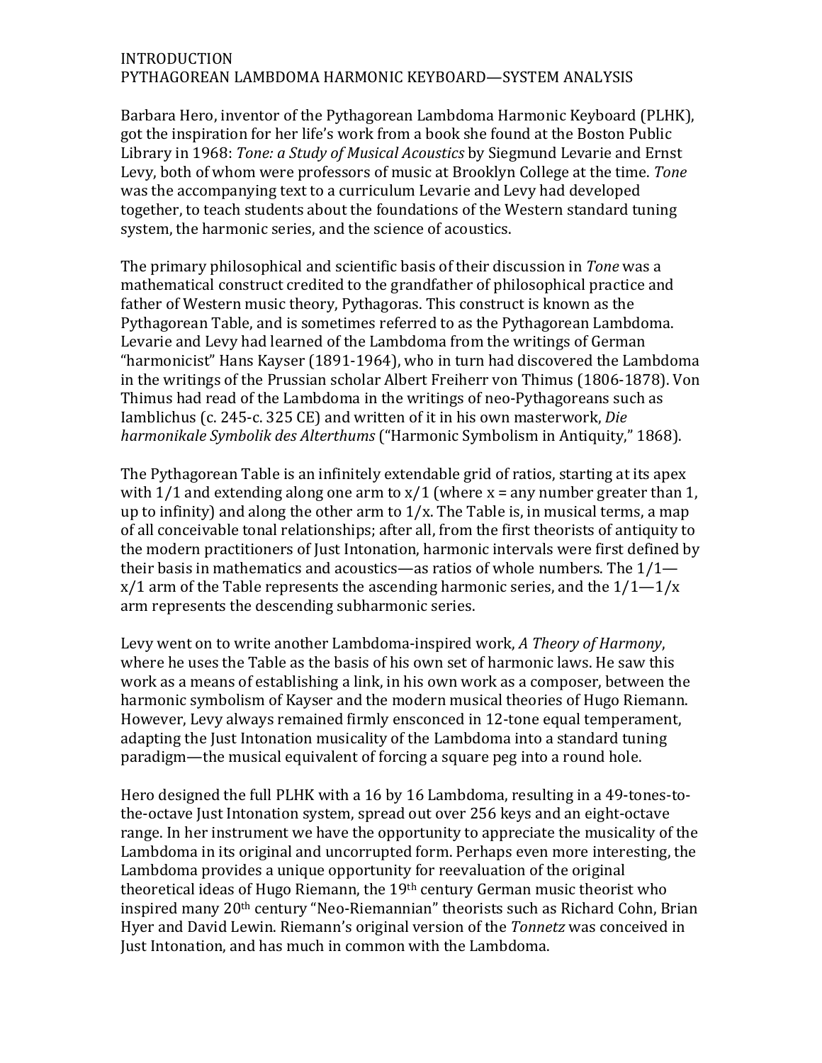# INTRODUCTION
## PYTHAGOREAN LAMBDOMA HARMONIC KEYBOARD—SYSTEM ANALYSIS

Barbara Hero, inventor of the Pythagorean Lambdoma Harmonic Keyboard (PLHK), got the inspiration for her life's work from a book she found at the Boston Public Library in 1968: *Tone: a Study of Musical Acoustics* by Siegmund Levarie and Ernst Levy, both of whom were professors of music at Brooklyn College at the time. *Tone* was the accompanying text to a curriculum Levarie and Levy had developed together, to teach students about the foundations of the Western standard tuning system, the harmonic series, and the science of acoustics.

The primary philosophical and scientific basis of their discussion in *Tone* was a mathematical construct credited to the grandfather of philosophical practice and father of Western music theory, Pythagoras. This construct is known as the Pythagorean Table, and is sometimes referred to as the Pythagorean Lambdoma. Levarie and Levy had learned of the Lambdoma from the writings of German "harmonicist" Hans Kayser (1891-1964), who in turn had discovered the Lambdoma in the writings of the Prussian scholar Albert Freiherr von Thimus (1806-1878). Von Thimus had read of the Lambdoma in the writings of neo-Pythagoreans such as Iamblichus (c. 245-c. 325 CE) and written of it in his own masterwork, *Die harmonikale Symbolik des Alterthums* ("Harmonic Symbolism in Antiquity," 1868).

The Pythagorean Table is an infinitely extendable grid of ratios, starting at its apex with 1/1 and extending along one arm to x/1 (where x = any number greater than 1, up to infinity) and along the other arm to 1/x. The Table is, in musical terms, a map of all conceivable tonal relationships; after all, from the first theorists of antiquity to the modern practitioners of Just Intonation, harmonic intervals were first defined by their basis in mathematics and acoustics—as ratios of whole numbers. The 1/1—x/1 arm of the Table represents the ascending harmonic series, and the 1/1—1/x arm represents the descending subharmonic series.

Levy went on to write another Lambdoma-inspired work, *A Theory of Harmony*, where he uses the Table as the basis of his own set of harmonic laws. He saw this work as a means of establishing a link, in his own work as a composer, between the harmonic symbolism of Kayser and the modern musical theories of Hugo Riemann. However, Levy always remained firmly ensconced in 12-tone equal temperament, adapting the Just Intonation musicality of the Lambdoma into a standard tuning paradigm—the musical equivalent of forcing a square peg into a round hole.

Hero designed the full PLHK with a 16 by 16 Lambdoma, resulting in a 49-tones-to-the-octave Just Intonation system, spread out over 256 keys and an eight-octave range. In her instrument we have the opportunity to appreciate the musicality of the Lambdoma in its original and uncorrupted form. Perhaps even more interesting, the Lambdoma provides a unique opportunity for reevaluation of the original theoretical ideas of Hugo Riemann, the 19th century German music theorist who inspired many 20th century "Neo-Riemannian" theorists such as Richard Cohn, Brian Hyer and David Lewin. Riemann's original version of the *Tonnetz* was conceived in Just Intonation, and has much in common with the Lambdoma.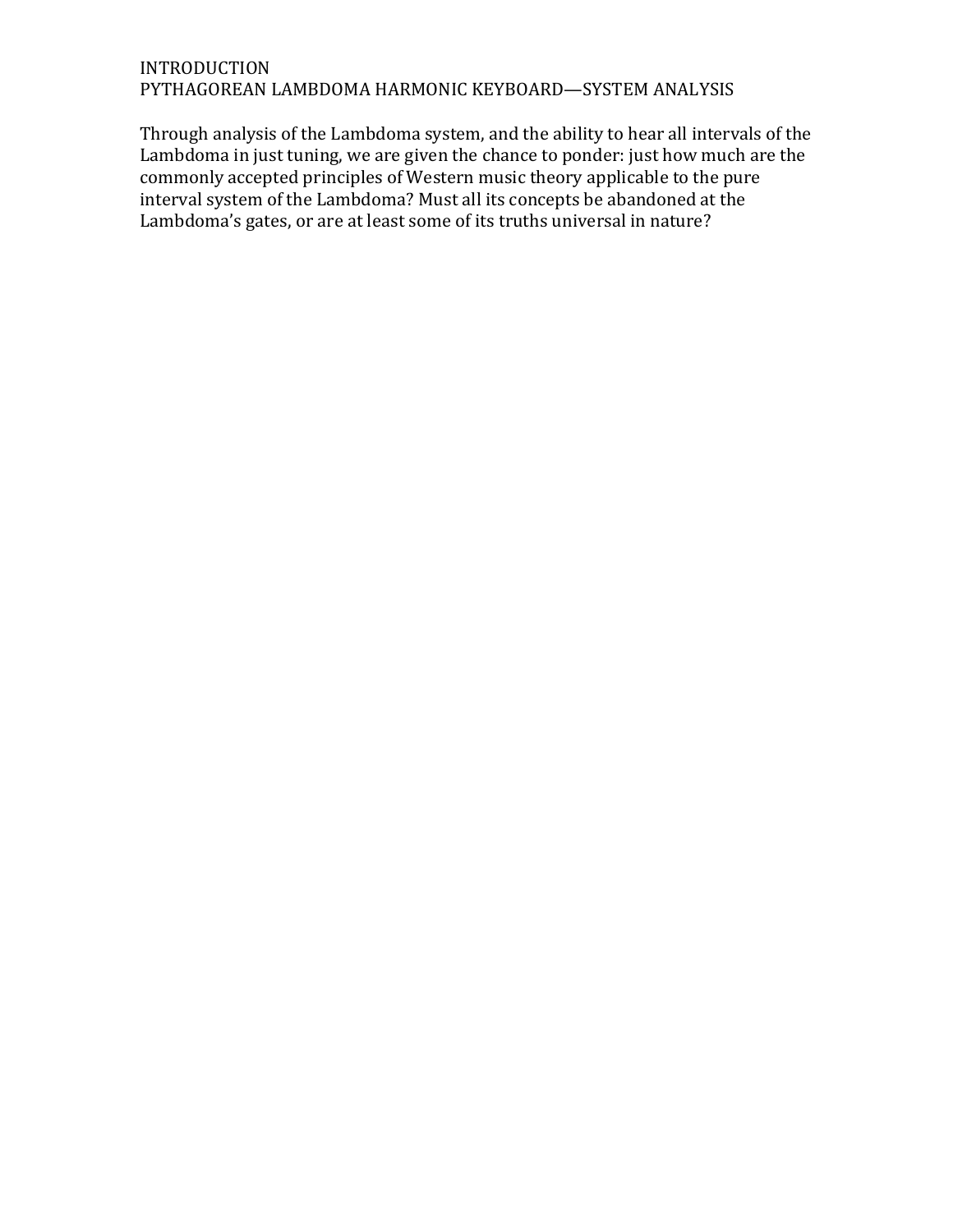# INTRODUCTION
## PYTHAGOREAN LAMBDOMA HARMONIC KEYBOARD—SYSTEM ANALYSIS

Through analysis of the Lambdoma system, and the ability to hear all intervals of the Lambdoma in just tuning, we are given the chance to ponder: just how much are the commonly accepted principles of Western music theory applicable to the pure interval system of the Lambdoma? Must all its concepts be abandoned at the Lambdoma's gates, or are at least some of its truths universal in nature?